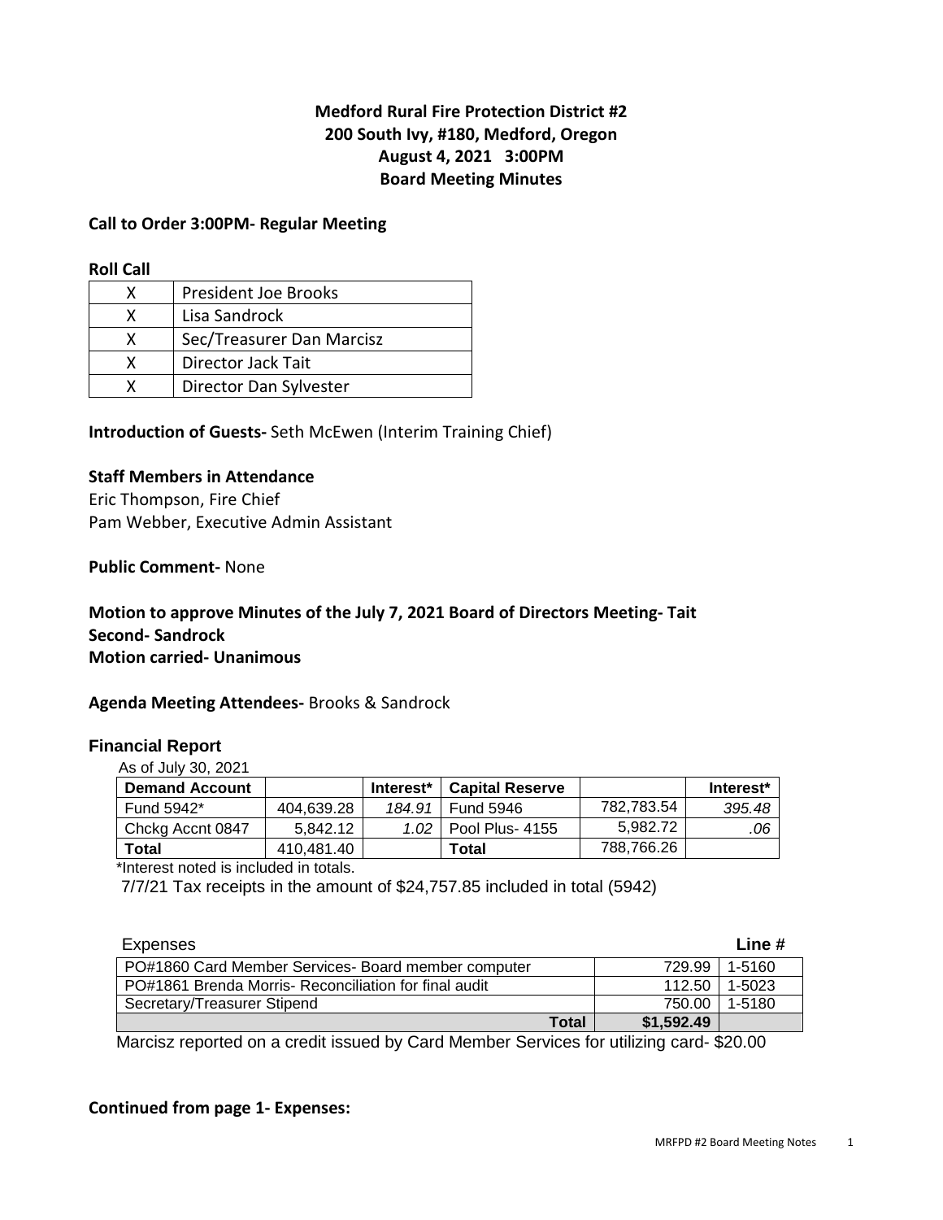**Medford Rural Fire Protection District #2**
**200 South Ivy, #180, Medford, Oregon**
**August 4, 2021 3:00PM**
**Board Meeting Minutes**

**Call to Order 3:00PM- Regular Meeting**

**Roll Call**

| | |
|---|---|
| X | President Joe Brooks |
| X | Lisa Sandrock |
| X | Sec/Treasurer Dan Marcisz |
| X | Director Jack Tait |
| X | Director Dan Sylvester |

**Introduction of Guests-** Seth McEwen (Interim Training Chief)

**Staff Members in Attendance**
Eric Thompson, Fire Chief
Pam Webber, Executive Admin Assistant

**Public Comment-** None

**Motion to approve Minutes of the July 7, 2021 Board of Directors Meeting- Tait**
**Second- Sandrock**
**Motion carried- Unanimous**

**Agenda Meeting Attendees-** Brooks & Sandrock

**Financial Report**

As of July 30, 2021

| **Demand Account** | | **Interest*** | **Capital Reserve** | | **Interest*** |
|---|---|---|---|---|---|
| Fund 5942* | 404,639.28 | *184.91* | Fund 5946 | 782,783.54 | *395.48* |
| Chckg Accnt 0847 | 5,842.12 | *1.02* | Pool Plus- 4155 | 5,982.72 | *.06* |
| **Total** | 410,481.40 | | **Total** | 788,766.26 | |

*Interest noted is included in totals.

7/7/21 Tax receipts in the amount of $24,757.85 included in total (5942)

| Expenses | | **Line #** |
|---|---|---|
| PO#1860 Card Member Services- Board member computer | 729.99 | 1-5160 |
| PO#1861 Brenda Morris- Reconciliation for final audit | 112.50 | 1-5023 |
| Secretary/Treasurer Stipend | 750.00 | 1-5180 |
| **Total** | **$1,592.49** | |

Marcisz reported on a credit issued by Card Member Services for utilizing card- $20.00

**Continued from page 1- Expenses:**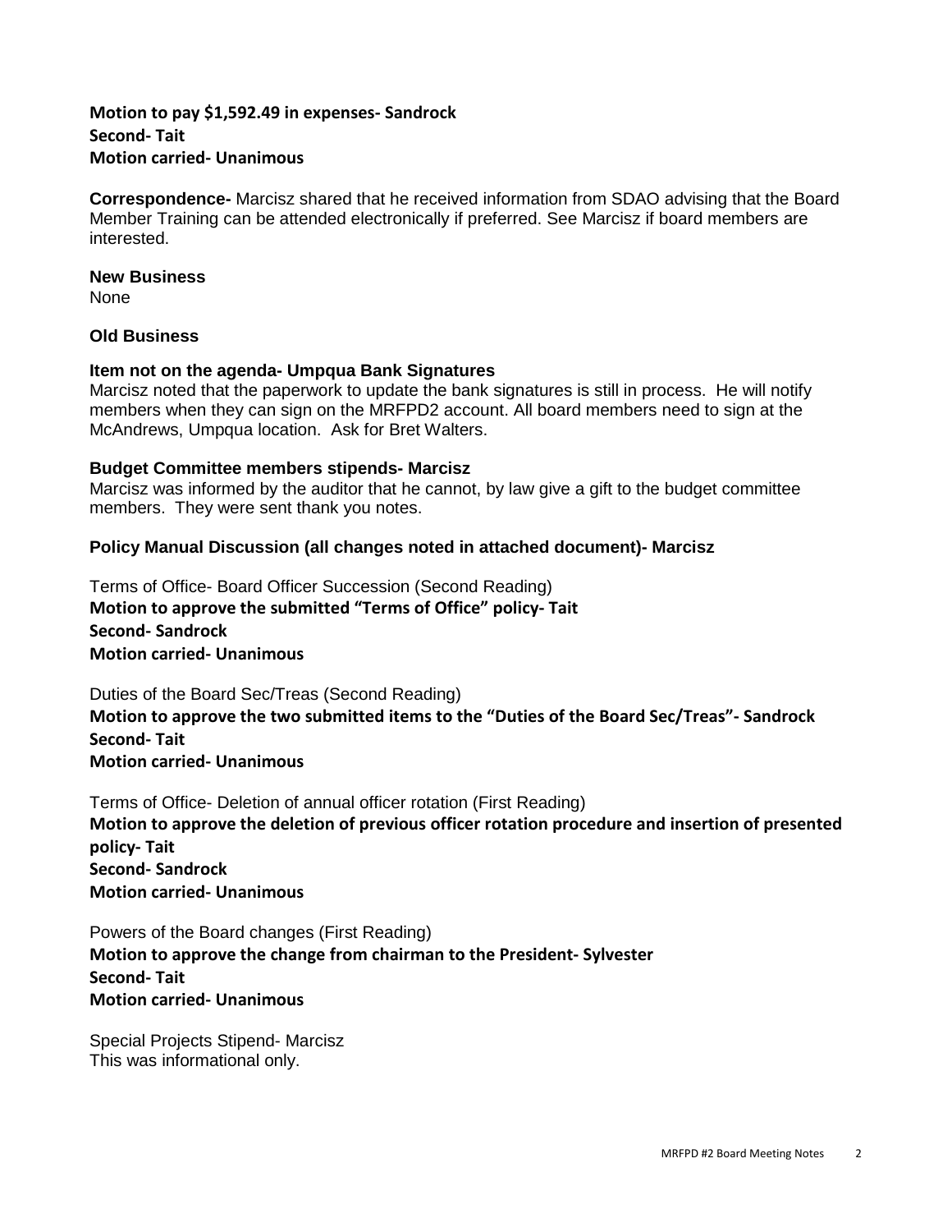**Motion to pay $1,592.49 in expenses- Sandrock**
**Second- Tait**
**Motion carried- Unanimous**

**Correspondence-** Marcisz shared that he received information from SDAO advising that the Board Member Training can be attended electronically if preferred. See Marcisz if board members are interested.

**New Business**
None

**Old Business**

**Item not on the agenda- Umpqua Bank Signatures**
Marcisz noted that the paperwork to update the bank signatures is still in process. He will notify members when they can sign on the MRFPD2 account. All board members need to sign at the McAndrews, Umpqua location. Ask for Bret Walters.

**Budget Committee members stipends- Marcisz**
Marcisz was informed by the auditor that he cannot, by law give a gift to the budget committee members. They were sent thank you notes.

**Policy Manual Discussion (all changes noted in attached document)- Marcisz**

Terms of Office- Board Officer Succession (Second Reading)
**Motion to approve the submitted "Terms of Office" policy- Tait**
**Second- Sandrock**
**Motion carried- Unanimous**

Duties of the Board Sec/Treas (Second Reading)
**Motion to approve the two submitted items to the "Duties of the Board Sec/Treas"- Sandrock**
**Second- Tait**
**Motion carried- Unanimous**

Terms of Office- Deletion of annual officer rotation (First Reading)
**Motion to approve the deletion of previous officer rotation procedure and insertion of presented policy- Tait**
**Second- Sandrock**
**Motion carried- Unanimous**

Powers of the Board changes (First Reading)
**Motion to approve the change from chairman to the President- Sylvester**
**Second- Tait**
**Motion carried- Unanimous**

Special Projects Stipend- Marcisz
This was informational only.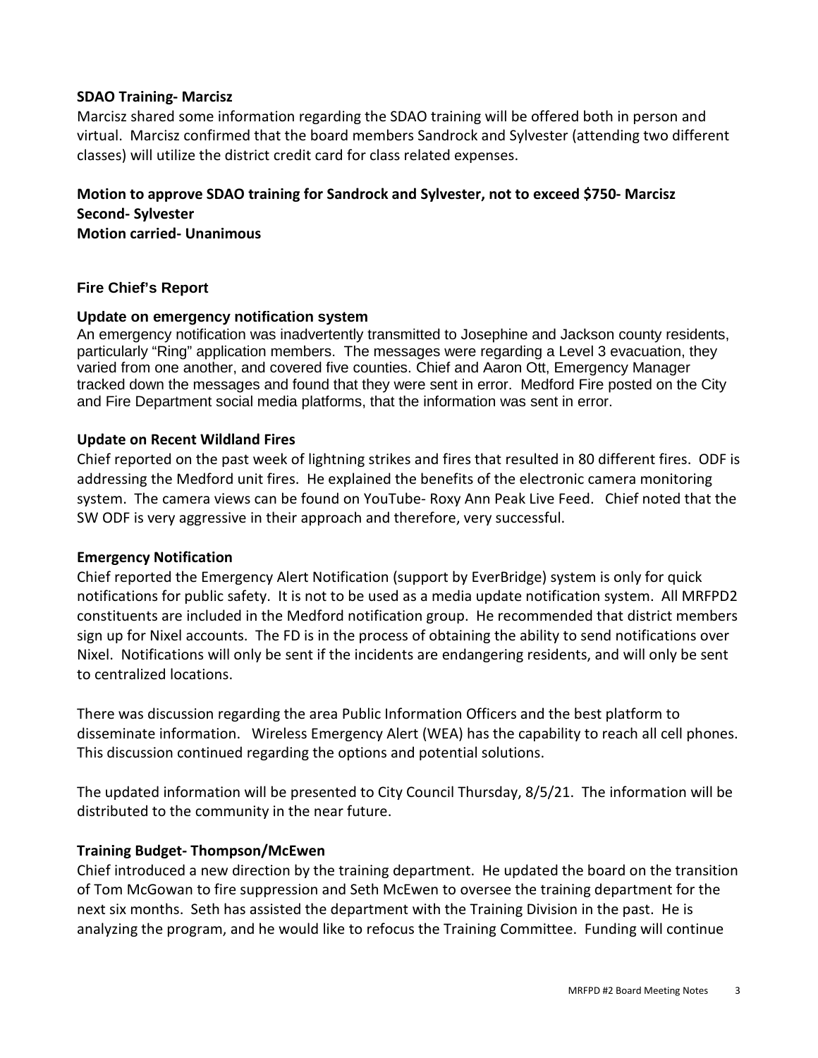**SDAO Training- Marcisz**

Marcisz shared some information regarding the SDAO training will be offered both in person and virtual. Marcisz confirmed that the board members Sandrock and Sylvester (attending two different classes) will utilize the district credit card for class related expenses.

**Motion to approve SDAO training for Sandrock and Sylvester, not to exceed $750- Marcisz**
**Second- Sylvester**
**Motion carried- Unanimous**

## Fire Chief's Report

### Update on emergency notification system

An emergency notification was inadvertently transmitted to Josephine and Jackson county residents, particularly "Ring" application members. The messages were regarding a Level 3 evacuation, they varied from one another, and covered five counties. Chief and Aaron Ott, Emergency Manager tracked down the messages and found that they were sent in error. Medford Fire posted on the City and Fire Department social media platforms, that the information was sent in error.

### Update on Recent Wildland Fires

Chief reported on the past week of lightning strikes and fires that resulted in 80 different fires. ODF is addressing the Medford unit fires. He explained the benefits of the electronic camera monitoring system. The camera views can be found on YouTube- Roxy Ann Peak Live Feed. Chief noted that the SW ODF is very aggressive in their approach and therefore, very successful.

### Emergency Notification

Chief reported the Emergency Alert Notification (support by EverBridge) system is only for quick notifications for public safety. It is not to be used as a media update notification system. All MRFPD2 constituents are included in the Medford notification group. He recommended that district members sign up for Nixel accounts. The FD is in the process of obtaining the ability to send notifications over Nixel. Notifications will only be sent if the incidents are endangering residents, and will only be sent to centralized locations.

There was discussion regarding the area Public Information Officers and the best platform to disseminate information. Wireless Emergency Alert (WEA) has the capability to reach all cell phones. This discussion continued regarding the options and potential solutions.

The updated information will be presented to City Council Thursday, 8/5/21. The information will be distributed to the community in the near future.

### Training Budget- Thompson/McEwen

Chief introduced a new direction by the training department. He updated the board on the transition of Tom McGowan to fire suppression and Seth McEwen to oversee the training department for the next six months. Seth has assisted the department with the Training Division in the past. He is analyzing the program, and he would like to refocus the Training Committee. Funding will continue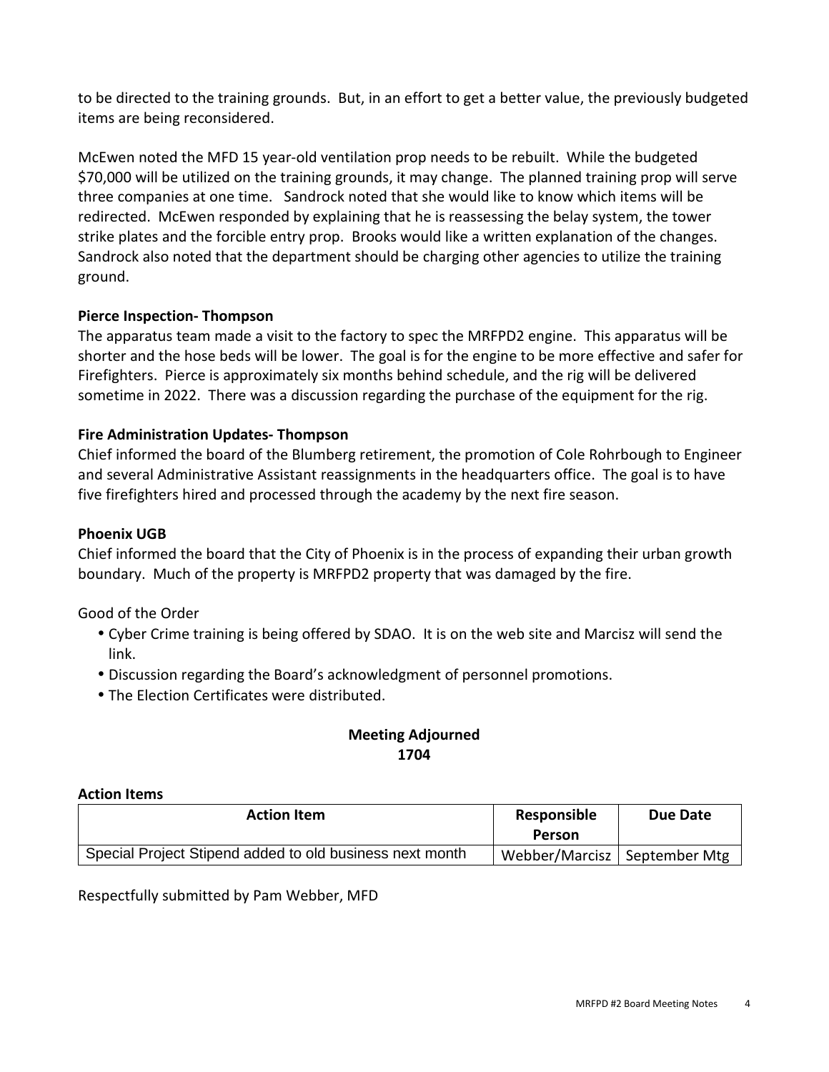to be directed to the training grounds. But, in an effort to get a better value, the previously budgeted items are being reconsidered.

McEwen noted the MFD 15 year-old ventilation prop needs to be rebuilt. While the budgeted $70,000 will be utilized on the training grounds, it may change. The planned training prop will serve three companies at one time. Sandrock noted that she would like to know which items will be redirected. McEwen responded by explaining that he is reassessing the belay system, the tower strike plates and the forcible entry prop. Brooks would like a written explanation of the changes. Sandrock also noted that the department should be charging other agencies to utilize the training ground.

**Pierce Inspection- Thompson**

The apparatus team made a visit to the factory to spec the MRFPD2 engine. This apparatus will be shorter and the hose beds will be lower. The goal is for the engine to be more effective and safer for Firefighters. Pierce is approximately six months behind schedule, and the rig will be delivered sometime in 2022. There was a discussion regarding the purchase of the equipment for the rig.

**Fire Administration Updates- Thompson**

Chief informed the board of the Blumberg retirement, the promotion of Cole Rohrbough to Engineer and several Administrative Assistant reassignments in the headquarters office. The goal is to have five firefighters hired and processed through the academy by the next fire season.

**Phoenix UGB**

Chief informed the board that the City of Phoenix is in the process of expanding their urban growth boundary. Much of the property is MRFPD2 property that was damaged by the fire.

Good of the Order

- Cyber Crime training is being offered by SDAO. It is on the web site and Marcisz will send the link.
- Discussion regarding the Board's acknowledgment of personnel promotions.
- The Election Certificates were distributed.

**Meeting Adjourned**
**1704**

**Action Items**

| Action Item | Responsible Person | Due Date |
|---|---|---|
| Special Project Stipend added to old business next month | Webber/Marcisz | September Mtg |

Respectfully submitted by Pam Webber, MFD